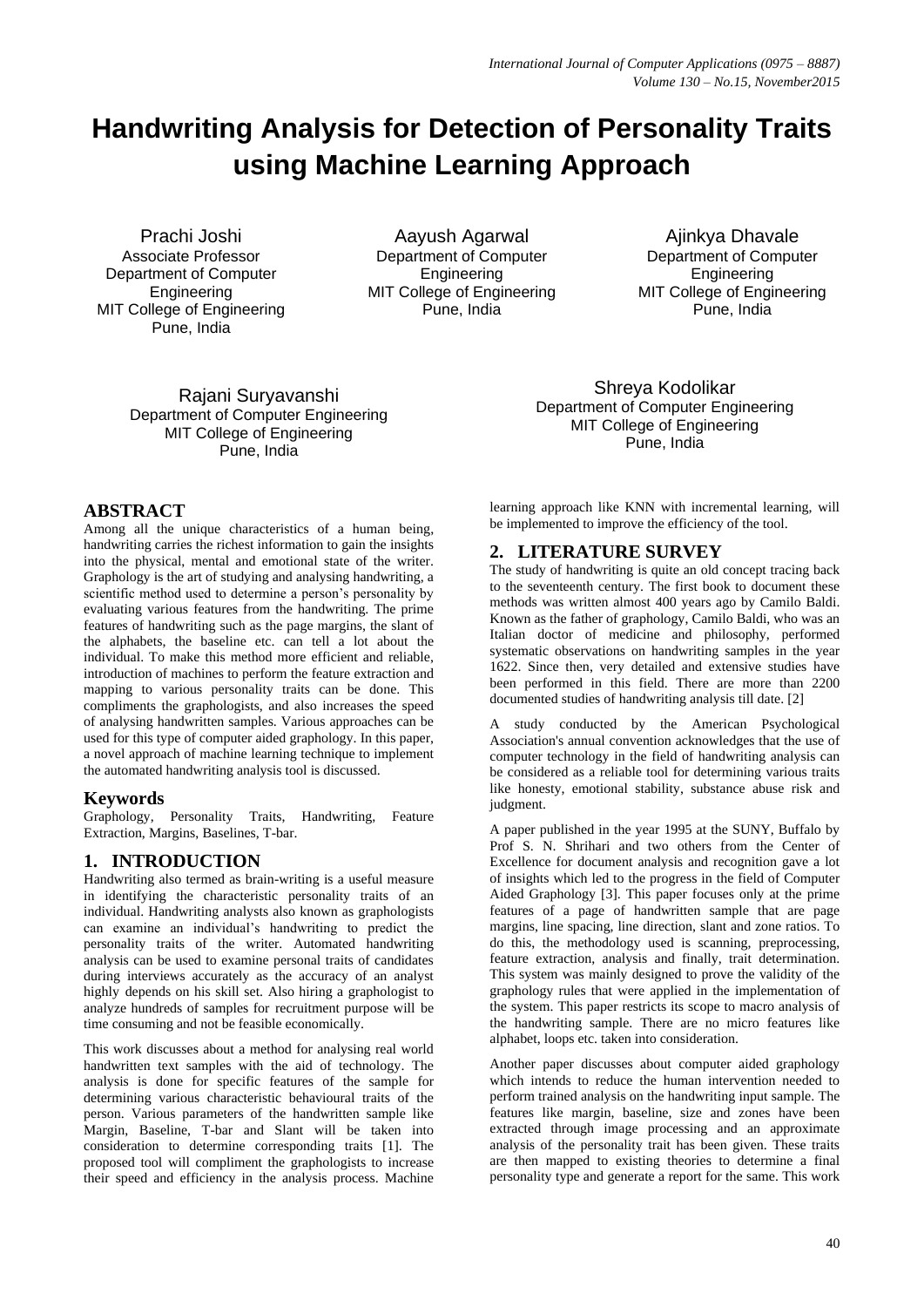# Handwriting Analysis for Detection of Personality Traits using Machine Learning Approach

Prachi Joshi
Associate Professor
Department of Computer Engineering
MIT College of Engineering
Pune, India

Aayush Agarwal
Department of Computer Engineering
MIT College of Engineering
Pune, India

Ajinkya Dhavale
Department of Computer Engineering
MIT College of Engineering
Pune, India

Rajani Suryavanshi
Department of Computer Engineering
MIT College of Engineering
Pune, India

Shreya Kodolikar
Department of Computer Engineering
MIT College of Engineering
Pune, India

## ABSTRACT

Among all the unique characteristics of a human being, handwriting carries the richest information to gain the insights into the physical, mental and emotional state of the writer. Graphology is the art of studying and analysing handwriting, a scientific method used to determine a person's personality by evaluating various features from the handwriting. The prime features of handwriting such as the page margins, the slant of the alphabets, the baseline etc. can tell a lot about the individual. To make this method more efficient and reliable, introduction of machines to perform the feature extraction and mapping to various personality traits can be done. This compliments the graphologists, and also increases the speed of analysing handwritten samples. Various approaches can be used for this type of computer aided graphology. In this paper, a novel approach of machine learning technique to implement the automated handwriting analysis tool is discussed.

### Keywords

Graphology, Personality Traits, Handwriting, Feature Extraction, Margins, Baselines, T-bar.

## 1. INTRODUCTION

Handwriting also termed as brain-writing is a useful measure in identifying the characteristic personality traits of an individual. Handwriting analysts also known as graphologists can examine an individual's handwriting to predict the personality traits of the writer. Automated handwriting analysis can be used to examine personal traits of candidates during interviews accurately as the accuracy of an analyst highly depends on his skill set. Also hiring a graphologist to analyze hundreds of samples for recruitment purpose will be time consuming and not be feasible economically.

This work discusses about a method for analysing real world handwritten text samples with the aid of technology. The analysis is done for specific features of the sample for determining various characteristic behavioural traits of the person. Various parameters of the handwritten sample like Margin, Baseline, T-bar and Slant will be taken into consideration to determine corresponding traits [1]. The proposed tool will compliment the graphologists to increase their speed and efficiency in the analysis process. Machine learning approach like KNN with incremental learning, will be implemented to improve the efficiency of the tool.

## 2. LITERATURE SURVEY

The study of handwriting is quite an old concept tracing back to the seventeenth century. The first book to document these methods was written almost 400 years ago by Camilo Baldi. Known as the father of graphology, Camilo Baldi, who was an Italian doctor of medicine and philosophy, performed systematic observations on handwriting samples in the year 1622. Since then, very detailed and extensive studies have been performed in this field. There are more than 2200 documented studies of handwriting analysis till date. [2]

A study conducted by the American Psychological Association's annual convention acknowledges that the use of computer technology in the field of handwriting analysis can be considered as a reliable tool for determining various traits like honesty, emotional stability, substance abuse risk and judgment.

A paper published in the year 1995 at the SUNY, Buffalo by Prof S. N. Shrihari and two others from the Center of Excellence for document analysis and recognition gave a lot of insights which led to the progress in the field of Computer Aided Graphology [3]. This paper focuses only at the prime features of a page of handwritten sample that are page margins, line spacing, line direction, slant and zone ratios. To do this, the methodology used is scanning, preprocessing, feature extraction, analysis and finally, trait determination. This system was mainly designed to prove the validity of the graphology rules that were applied in the implementation of the system. This paper restricts its scope to macro analysis of the handwriting sample. There are no micro features like alphabet, loops etc. taken into consideration.

Another paper discusses about computer aided graphology which intends to reduce the human intervention needed to perform trained analysis on the handwriting input sample. The features like margin, baseline, size and zones have been extracted through image processing and an approximate analysis of the personality trait has been given. These traits are then mapped to existing theories to determine a final personality type and generate a report for the same. This work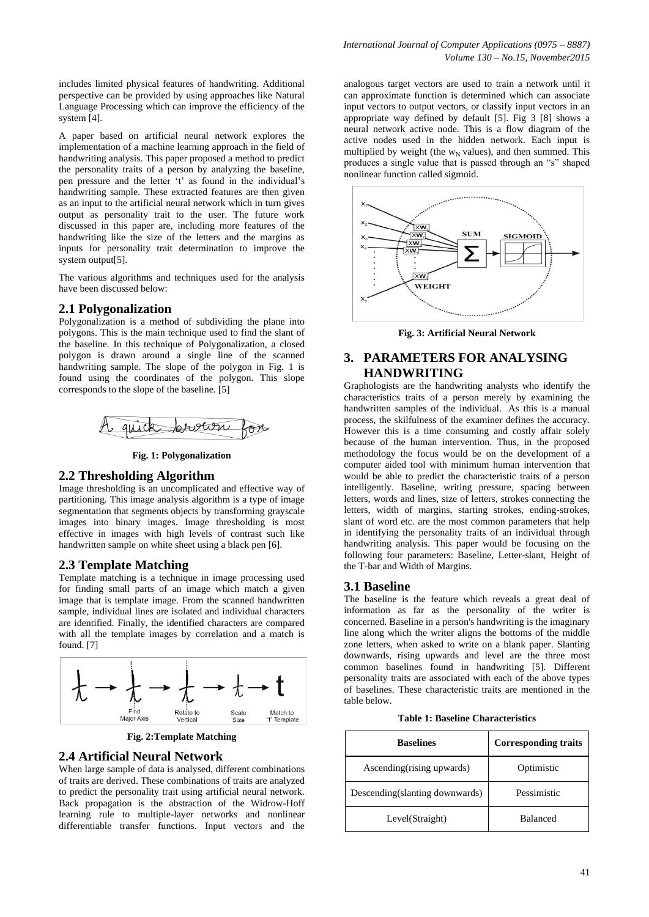includes limited physical features of handwriting. Additional perspective can be provided by using approaches like Natural Language Processing which can improve the efficiency of the system [4].

A paper based on artificial neural network explores the implementation of a machine learning approach in the field of handwriting analysis. This paper proposed a method to predict the personality traits of a person by analyzing the baseline, pen pressure and the letter 't' as found in the individual's handwriting sample. These extracted features are then given as an input to the artificial neural network which in turn gives output as personality trait to the user. The future work discussed in this paper are, including more features of the handwriting like the size of the letters and the margins as inputs for personality trait determination to improve the system output[5].

The various algorithms and techniques used for the analysis have been discussed below:

## 2.1 Polygonalization

Polygonalization is a method of subdividing the plane into polygons. This is the main technique used to find the slant of the baseline. In this technique of Polygonalization, a closed polygon is drawn around a single line of the scanned handwriting sample. The slope of the polygon in Fig. 1 is found using the coordinates of the polygon. This slope corresponds to the slope of the baseline. [5]

**Fig. 1: Polygonalization**

## 2.2 Thresholding Algorithm

Image thresholding is an uncomplicated and effective way of partitioning. This image analysis algorithm is a type of image segmentation that segments objects by transforming grayscale images into binary images. Image thresholding is most effective in images with high levels of contrast such like handwritten sample on white sheet using a black pen [6].

## 2.3 Template Matching

Template matching is a technique in image processing used for finding small parts of an image which match a given image that is template image. From the scanned handwritten sample, individual lines are isolated and individual characters are identified. Finally, the identified characters are compared with all the template images by correlation and a match is found. [7]

**Fig. 2:Template Matching**

## 2.4 Artificial Neural Network

When large sample of data is analysed, different combinations of traits are derived. These combinations of traits are analyzed to predict the personality trait using artificial neural network. Back propagation is the abstraction of the Widrow-Hoff learning rule to multiple-layer networks and nonlinear differentiable transfer functions. Input vectors and the analogous target vectors are used to train a network until it can approximate function is determined which can associate input vectors to output vectors, or classify input vectors in an appropriate way defined by default [5]. Fig 3 [8] shows a neural network active node. This is a flow diagram of the active nodes used in the hidden network. Each input is multiplied by weight (the $w_N$ values), and then summed. This produces a single value that is passed through an "s" shaped nonlinear function called sigmoid.

**Fig. 3: Artificial Neural Network**

# 3. PARAMETERS FOR ANALYSING HANDWRITING

Graphologists are the handwriting analysts who identify the characteristics traits of a person merely by examining the handwritten samples of the individual. As this is a manual process, the skilfulness of the examiner defines the accuracy. However this is a time consuming and costly affair solely because of the human intervention. Thus, in the proposed methodology the focus would be on the development of a computer aided tool with minimum human intervention that would be able to predict the characteristic traits of a person intelligently. Baseline, writing pressure, spacing between letters, words and lines, size of letters, strokes connecting the letters, width of margins, starting strokes, ending-strokes, slant of word etc. are the most common parameters that help in identifying the personality traits of an individual through handwriting analysis. This paper would be focusing on the following four parameters: Baseline, Letter-slant, Height of the T-bar and Width of Margins.

## 3.1 Baseline

The baseline is the feature which reveals a great deal of information as far as the personality of the writer is concerned. Baseline in a person's handwriting is the imaginary line along which the writer aligns the bottoms of the middle zone letters, when asked to write on a blank paper. Slanting downwards, rising upwards and level are the three most common baselines found in handwriting [5]. Different personality traits are associated with each of the above types of baselines. These characteristic traits are mentioned in the table below.

**Table 1: Baseline Characteristics**

| Baselines | Corresponding traits |
|---|---|
| Ascending(rising upwards) | Optimistic |
| Descending(slanting downwards) | Pessimistic |
| Level(Straight) | Balanced |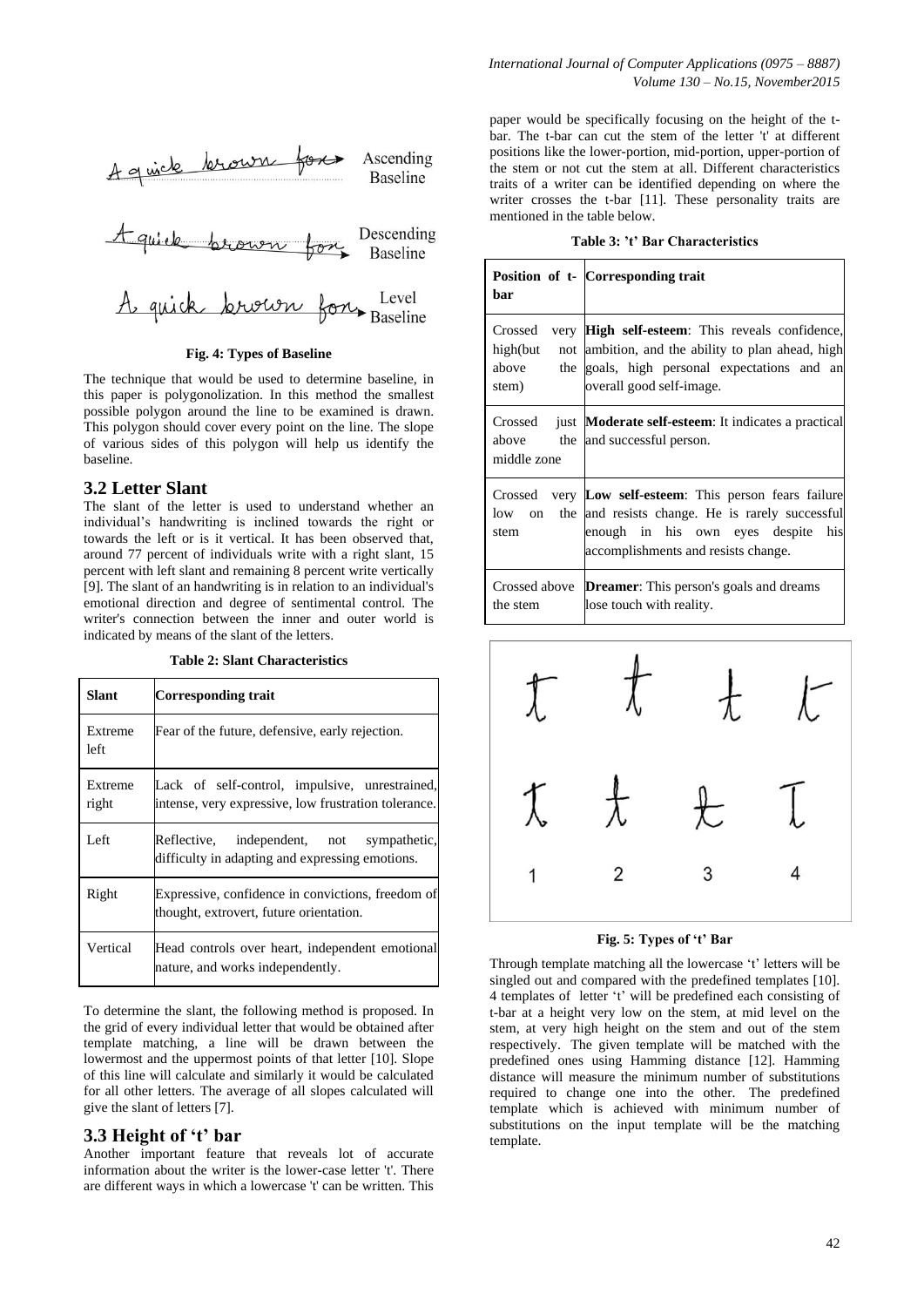Fig. 4: Types of Baseline

The technique that would be used to determine baseline, in this paper is polygonolization. In this method the smallest possible polygon around the line to be examined is drawn. This polygon should cover every point on the line. The slope of various sides of this polygon will help us identify the baseline.

## 3.2 Letter Slant

The slant of the letter is used to understand whether an individual's handwriting is inclined towards the right or towards the left or is it vertical. It has been observed that, around 77 percent of individuals write with a right slant, 15 percent with left slant and remaining 8 percent write vertically [9]. The slant of an handwriting is in relation to an individual's emotional direction and degree of sentimental control. The writer's connection between the inner and outer world is indicated by means of the slant of the letters.

**Table 2: Slant Characteristics**

| Slant | Corresponding trait |
|---|---|
| Extreme left | Fear of the future, defensive, early rejection. |
| Extreme right | Lack of self-control, impulsive, unrestrained, intense, very expressive, low frustration tolerance. |
| Left | Reflective, independent, not sympathetic, difficulty in adapting and expressing emotions. |
| Right | Expressive, confidence in convictions, freedom of thought, extrovert, future orientation. |
| Vertical | Head controls over heart, independent emotional nature, and works independently. |

To determine the slant, the following method is proposed. In the grid of every individual letter that would be obtained after template matching, a line will be drawn between the lowermost and the uppermost points of that letter [10]. Slope of this line will calculate and similarly it would be calculated for all other letters. The average of all slopes calculated will give the slant of letters [7].

## 3.3 Height of 't' bar

Another important feature that reveals lot of accurate information about the writer is the lower-case letter 't'. There are different ways in which a lowercase 't' can be written. This paper would be specifically focusing on the height of the t-bar. The t-bar can cut the stem of the letter 't' at different positions like the lower-portion, mid-portion, upper-portion of the stem or not cut the stem at all. Different characteristics traits of a writer can be identified depending on where the writer crosses the t-bar [11]. These personality traits are mentioned in the table below.

**Table 3: 't' Bar Characteristics**

| Position of t-bar | Corresponding trait |
|---|---|
| Crossed very high(but not above the stem) | **High self-esteem**: This reveals confidence, ambition, and the ability to plan ahead, high goals, high personal expectations and an overall good self-image. |
| Crossed just above the middle zone | **Moderate self-esteem**: It indicates a practical and successful person. |
| Crossed very low on the stem | **Low self-esteem**: This person fears failure and resists change. He is rarely successful enough in his own eyes despite his accomplishments and resists change. |
| Crossed above the stem | **Dreamer**: This person's goals and dreams lose touch with reality. |

Fig. 5: Types of 't' Bar

Through template matching all the lowercase 't' letters will be singled out and compared with the predefined templates [10]. 4 templates of letter 't' will be predefined each consisting of t-bar at a height very low on the stem, at mid level on the stem, at very high height on the stem and out of the stem respectively. The given template will be matched with the predefined ones using Hamming distance [12]. Hamming distance will measure the minimum number of substitutions required to change one into the other. The predefined template which is achieved with minimum number of substitutions on the input template will be the matching template.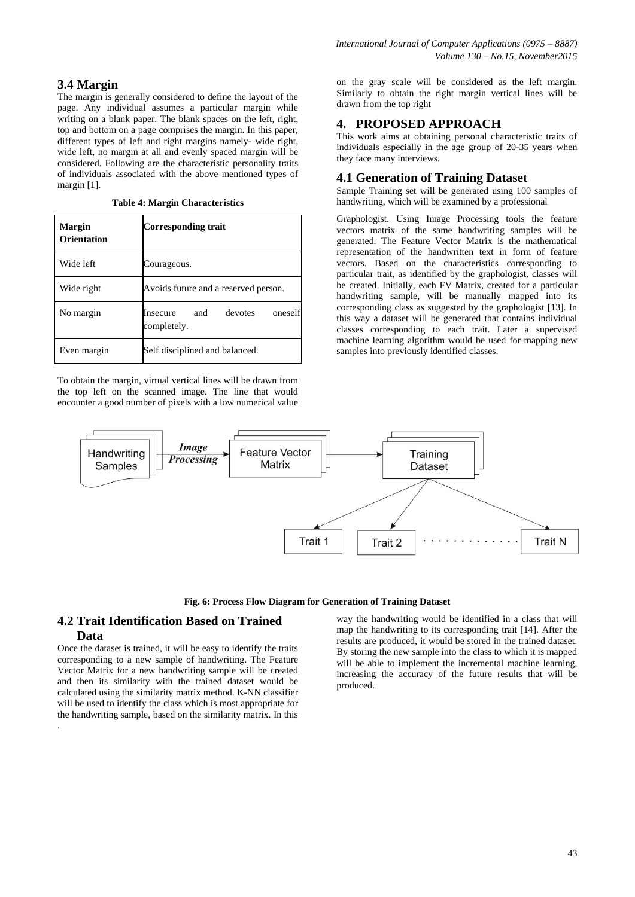### 3.4 Margin

The margin is generally considered to define the layout of the page. Any individual assumes a particular margin while writing on a blank paper. The blank spaces on the left, right, top and bottom on a page comprises the margin. In this paper, different types of left and right margins namely- wide right, wide left, no margin at all and evenly spaced margin will be considered. Following are the characteristic personality traits of individuals associated with the above mentioned types of margin [1].

**Table 4: Margin Characteristics**

| Margin Orientation | Corresponding trait |
|---|---|
| Wide left | Courageous. |
| Wide right | Avoids future and a reserved person. |
| No margin | Insecure and devotes oneself completely. |
| Even margin | Self disciplined and balanced. |

To obtain the margin, virtual vertical lines will be drawn from the top left on the scanned image. The line that would encounter a good number of pixels with a low numerical value on the gray scale will be considered as the left margin. Similarly to obtain the right margin vertical lines will be drawn from the top right

## 4. PROPOSED APPROACH

This work aims at obtaining personal characteristic traits of individuals especially in the age group of 20-35 years when they face many interviews.

### 4.1 Generation of Training Dataset

Sample Training set will be generated using 100 samples of handwriting, which will be examined by a professional Graphologist. Using Image Processing tools the feature vectors matrix of the same handwriting samples will be generated. The Feature Vector Matrix is the mathematical representation of the handwritten text in form of feature vectors. Based on the characteristics corresponding to particular trait, as identified by the graphologist, classes will be created. Initially, each FV Matrix, created for a particular handwriting sample, will be manually mapped into its corresponding class as suggested by the graphologist [13]. In this way a dataset will be generated that contains individual classes corresponding to each trait. Later a supervised machine learning algorithm would be used for mapping new samples into previously identified classes.

**Fig. 6: Process Flow Diagram for Generation of Training Dataset**

### 4.2 Trait Identification Based on Trained Data

Once the dataset is trained, it will be easy to identify the traits corresponding to a new sample of handwriting. The Feature Vector Matrix for a new handwriting sample will be created and then its similarity with the trained dataset would be calculated using the similarity matrix method. K-NN classifier will be used to identify the class which is most appropriate for the handwriting sample, based on the similarity matrix. In this way the handwriting would be identified in a class that will map the handwriting to its corresponding trait [14]. After the results are produced, it would be stored in the trained dataset. By storing the new sample into the class to which it is mapped will be able to implement the incremental machine learning, increasing the accuracy of the future results that will be produced.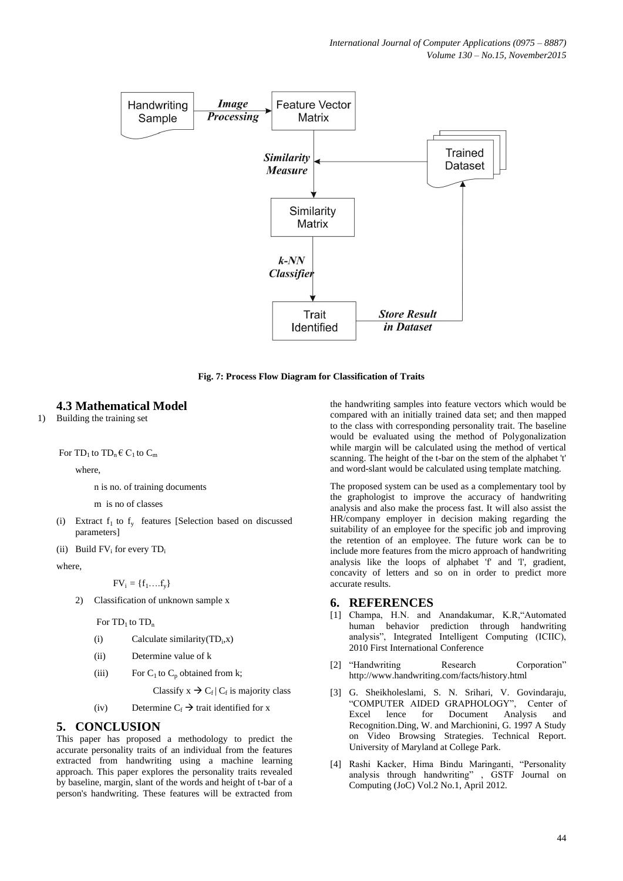Fig. 7: Process Flow Diagram for Classification of Traits

### 4.3 Mathematical Model

1) Building the training set

For $TD_1$ to $TD_n \in C_1$ to $C_m$

where,

n is no. of training documents

m is no of classes

(i) Extract $f_1$ to $f_y$ features [Selection based on discussed parameters]

(ii) Build $FV_i$ for every $TD_i$

where,

$FV_i = \{f_1....f_y\}$

2) Classification of unknown sample x

For $TD_1$ to $TD_n$

(i) Calculate similarity($TD_i$,x)

(ii) Determine value of k

(iii) For $C_1$ to $C_p$ obtained from k;

Classify $x \rightarrow C_f \mid C_f$ is majority class

(iv) Determine $C_f \rightarrow$ trait identified for x

## 5. CONCLUSION

This paper has proposed a methodology to predict the accurate personality traits of an individual from the features extracted from handwriting using a machine learning approach. This paper explores the personality traits revealed by baseline, margin, slant of the words and height of t-bar of a person's handwriting. These features will be extracted from the handwriting samples into feature vectors which would be compared with an initially trained data set; and then mapped to the class with corresponding personality trait. The baseline would be evaluated using the method of Polygonalization while margin will be calculated using the method of vertical scanning. The height of the t-bar on the stem of the alphabet 't' and word-slant would be calculated using template matching.

The proposed system can be used as a complementary tool by the graphologist to improve the accuracy of handwriting analysis and also make the process fast. It will also assist the HR/company employer in decision making regarding the suitability of an employee for the specific job and improving the retention of an employee. The future work can be to include more features from the micro approach of handwriting analysis like the loops of alphabet 'f' and 'l', gradient, concavity of letters and so on in order to predict more accurate results.

## 6. REFERENCES

[1] Champa, H.N. and Anandakumar, K.R,"Automated human behavior prediction through handwriting analysis", Integrated Intelligent Computing (ICIIC), 2010 First International Conference

[2] "Handwriting Research Corporation" http://www.handwriting.com/facts/history.html

[3] G. Sheikholeslami, S. N. Srihari, V. Govindaraju, "COMPUTER AIDED GRAPHOLOGY", Center of Excel lence for Document Analysis and Recognition.Ding, W. and Marchionini, G. 1997 A Study on Video Browsing Strategies. Technical Report. University of Maryland at College Park.

[4] Rashi Kacker, Hima Bindu Maringanti, "Personality analysis through handwriting" , GSTF Journal on Computing (JoC) Vol.2 No.1, April 2012.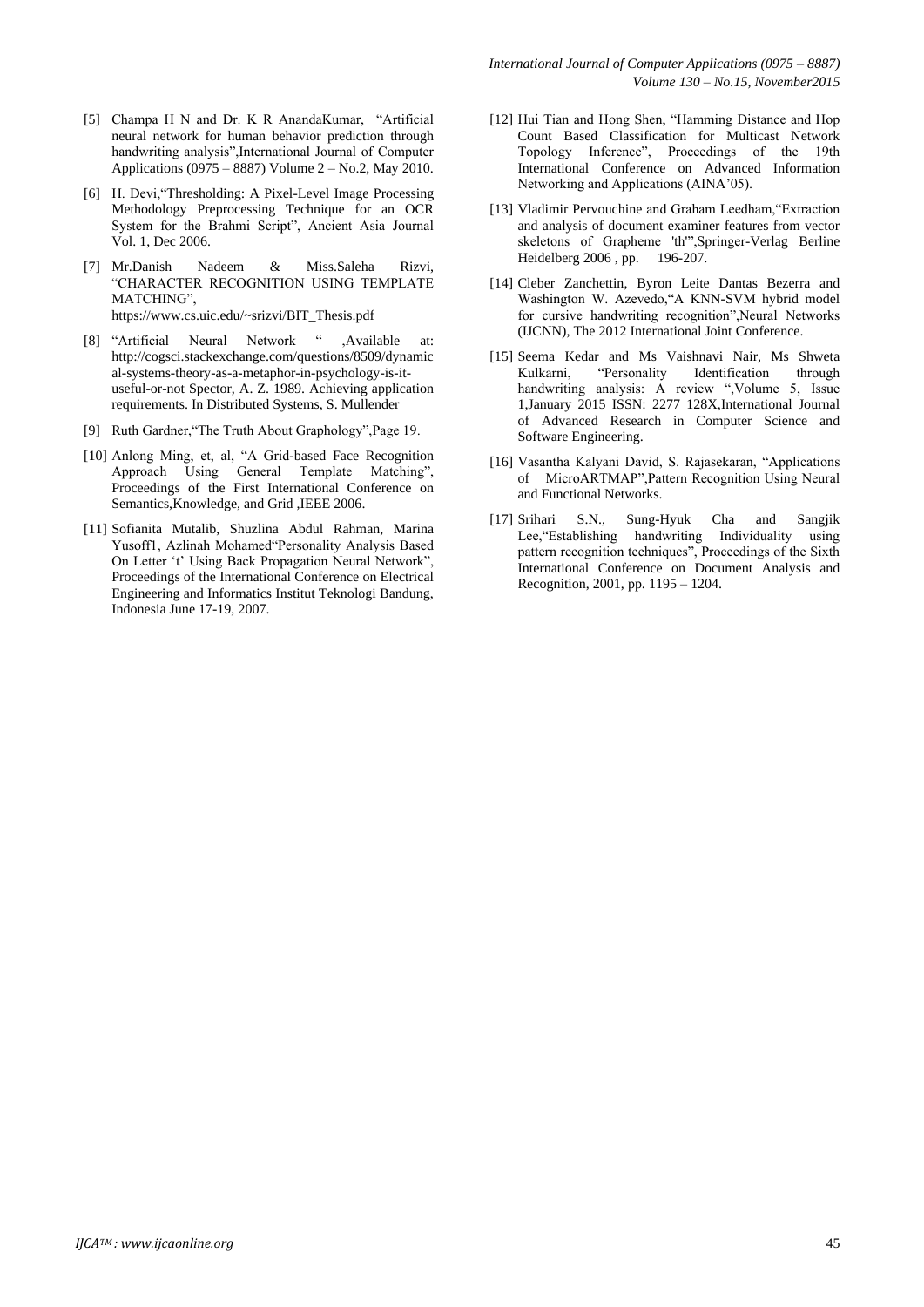[5] Champa H N and Dr. K R AnandaKumar, "Artificial neural network for human behavior prediction through handwriting analysis",International Journal of Computer Applications (0975 – 8887) Volume 2 – No.2, May 2010.

[6] H. Devi,"Thresholding: A Pixel-Level Image Processing Methodology Preprocessing Technique for an OCR System for the Brahmi Script", Ancient Asia Journal Vol. 1, Dec 2006.

[7] Mr.Danish Nadeem & Miss.Saleha Rizvi, "CHARACTER RECOGNITION USING TEMPLATE MATCHING", https://www.cs.uic.edu/~srizvi/BIT_Thesis.pdf

[8] "Artificial Neural Network " ,Available at: http://cogsci.stackexchange.com/questions/8509/dynamical-systems-theory-as-a-metaphor-in-psychology-is-it-useful-or-not Spector, A. Z. 1989. Achieving application requirements. In Distributed Systems, S. Mullender

[9] Ruth Gardner,"The Truth About Graphology",Page 19.

[10] Anlong Ming, et, al, "A Grid-based Face Recognition Approach Using General Template Matching", Proceedings of the First International Conference on Semantics,Knowledge, and Grid ,IEEE 2006.

[11] Sofianita Mutalib, Shuzlina Abdul Rahman, Marina Yusoff1, Azlinah Mohamed"Personality Analysis Based On Letter 't' Using Back Propagation Neural Network", Proceedings of the International Conference on Electrical Engineering and Informatics Institut Teknologi Bandung, Indonesia June 17-19, 2007.

[12] Hui Tian and Hong Shen, "Hamming Distance and Hop Count Based Classification for Multicast Network Topology Inference", Proceedings of the 19th International Conference on Advanced Information Networking and Applications (AINA'05).

[13] Vladimir Pervouchine and Graham Leedham,"Extraction and analysis of document examiner features from vector skeletons of Grapheme 'th'",Springer-Verlag Berline Heidelberg 2006 , pp. 196-207.

[14] Cleber Zanchettin, Byron Leite Dantas Bezerra and Washington W. Azevedo,"A KNN-SVM hybrid model for cursive handwriting recognition",Neural Networks (IJCNN), The 2012 International Joint Conference.

[15] Seema Kedar and Ms Vaishnavi Nair, Ms Shweta Kulkarni, "Personality Identification through handwriting analysis: A review ",Volume 5, Issue 1,January 2015 ISSN: 2277 128X,International Journal of Advanced Research in Computer Science and Software Engineering.

[16] Vasantha Kalyani David, S. Rajasekaran, "Applications of MicroARTMAP",Pattern Recognition Using Neural and Functional Networks.

[17] Srihari S.N., Sung-Hyuk Cha and Sangjik Lee,"Establishing handwriting Individuality using pattern recognition techniques", Proceedings of the Sixth International Conference on Document Analysis and Recognition, 2001, pp. 1195 – 1204.